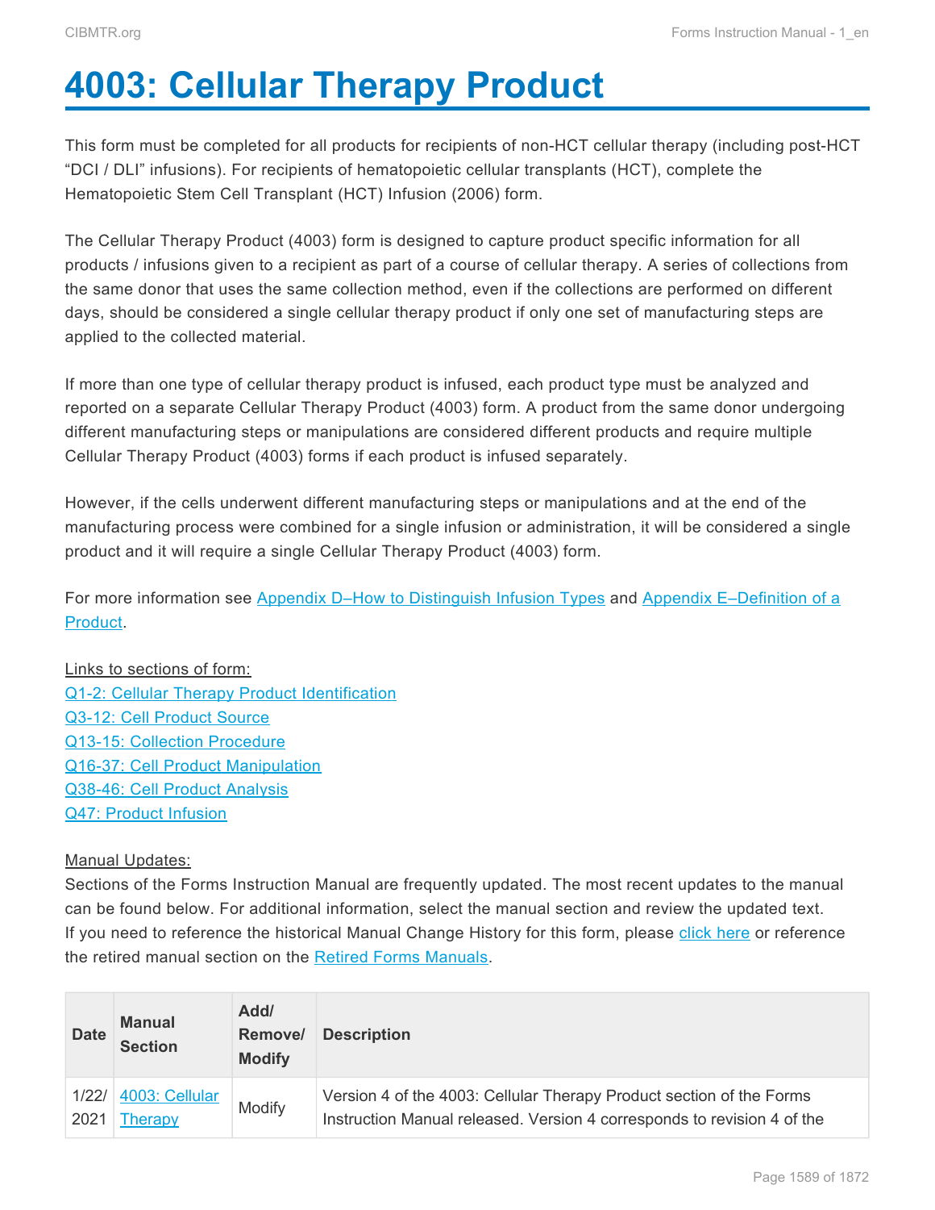# 4003: Cellular Therapy Product

This form must be completed for all products for recipients of non-HCT cellular therapy (including post-HCT "DCI / DLI" infusions). For recipients of hematopoietic cellular transplants (HCT), complete the Hematopoietic Stem Cell Transplant (HCT) Infusion (2006) form.

The Cellular Therapy Product (4003) form is designed to capture product specific information for all products / infusions given to a recipient as part of a course of cellular therapy. A series of collections from the same donor that uses the same collection method, even if the collections are performed on different days, should be considered a single cellular therapy product if only one set of manufacturing steps are applied to the collected material.

If more than one type of cellular therapy product is infused, each product type must be analyzed and reported on a separate Cellular Therapy Product (4003) form. A product from the same donor undergoing different manufacturing steps or manipulations are considered different products and require multiple Cellular Therapy Product (4003) forms if each product is infused separately.

However, if the cells underwent different manufacturing steps or manipulations and at the end of the manufacturing process were combined for a single infusion or administration, it will be considered a single product and it will require a single Cellular Therapy Product (4003) form.

For more information see [Appendix D–How to Distinguish Infusion Types] and [Appendix E–Definition of a Product].

Links to sections of form:
[Q1-2: Cellular Therapy Product Identification]
[Q3-12: Cell Product Source]
[Q13-15: Collection Procedure]
[Q16-37: Cell Product Manipulation]
[Q38-46: Cell Product Analysis]
[Q47: Product Infusion]

Manual Updates:
Sections of the Forms Instruction Manual are frequently updated. The most recent updates to the manual can be found below. For additional information, select the manual section and review the updated text.
If you need to reference the historical Manual Change History for this form, please [click here] or reference the retired manual section on the [Retired Forms Manuals].

| Date | Manual Section | Add/ Remove/ Modify | Description |
|---|---|---|---|
| 1/22/2021 | 4003: Cellular Therapy | Modify | Version 4 of the 4003: Cellular Therapy Product section of the Forms Instruction Manual released. Version 4 corresponds to revision 4 of the |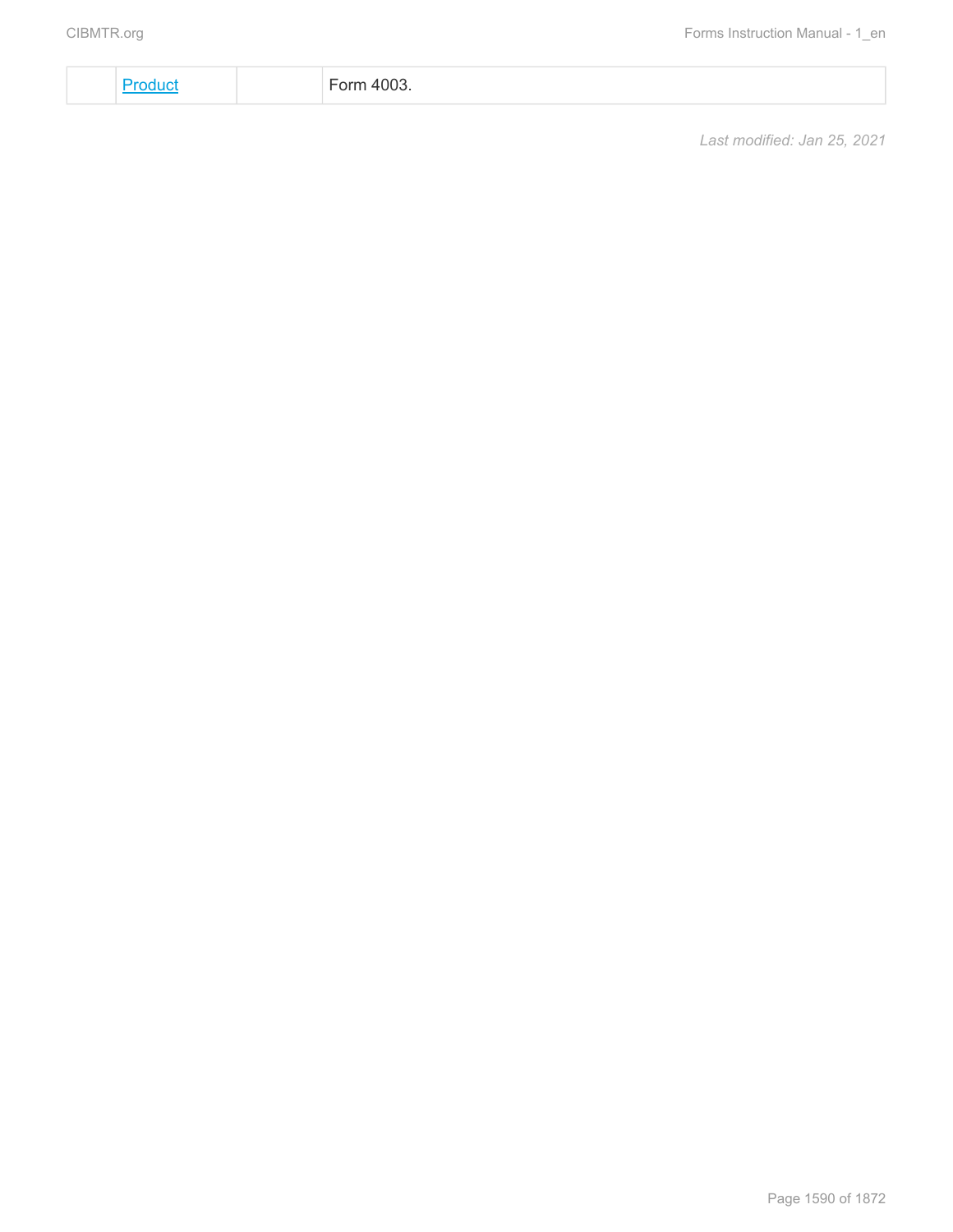| | [Product]() | | Form 4003. |
|---|---|---|---|

*Last modified: Jan 25, 2021*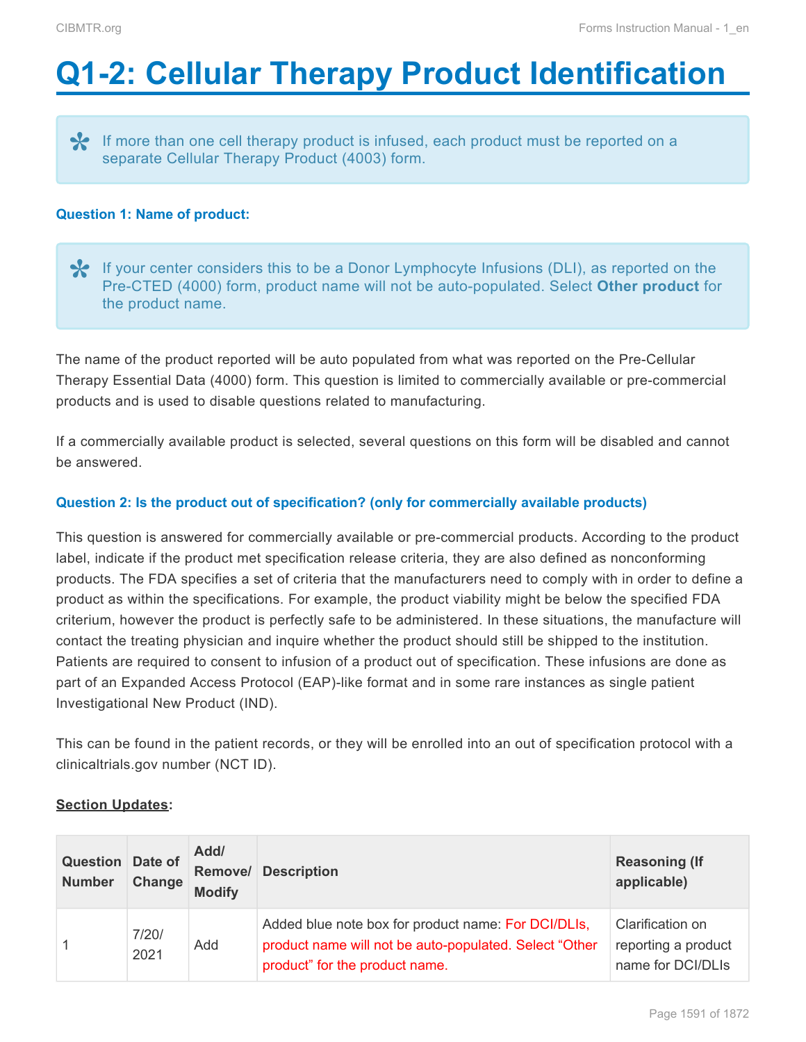# Q1-2: Cellular Therapy Product Identification

> If more than one cell therapy product is infused, each product must be reported on a separate Cellular Therapy Product (4003) form.

**Question 1: Name of product:**

> If your center considers this to be a Donor Lymphocyte Infusions (DLI), as reported on the Pre-CTED (4000) form, product name will not be auto-populated. Select **Other product** for the product name.

The name of the product reported will be auto populated from what was reported on the Pre-Cellular Therapy Essential Data (4000) form. This question is limited to commercially available or pre-commercial products and is used to disable questions related to manufacturing.

If a commercially available product is selected, several questions on this form will be disabled and cannot be answered.

**Question 2: Is the product out of specification? (only for commercially available products)**

This question is answered for commercially available or pre-commercial products. According to the product label, indicate if the product met specification release criteria, they are also defined as nonconforming products. The FDA specifies a set of criteria that the manufacturers need to comply with in order to define a product as within the specifications. For example, the product viability might be below the specified FDA criterium, however the product is perfectly safe to be administered. In these situations, the manufacture will contact the treating physician and inquire whether the product should still be shipped to the institution. Patients are required to consent to infusion of a product out of specification. These infusions are done as part of an Expanded Access Protocol (EAP)-like format and in some rare instances as single patient Investigational New Product (IND).

This can be found in the patient records, or they will be enrolled into an out of specification protocol with a clinicaltrials.gov number (NCT ID).

**Section Updates:**

| Question Number | Date of Change | Add/ Remove/ Modify | Description | Reasoning (If applicable) |
|---|---|---|---|---|
| 1 | 7/20/2021 | Add | Added blue note box for product name: For DCI/DLIs, product name will not be auto-populated. Select "Other product" for the product name. | Clarification on reporting a product name for DCI/DLIs |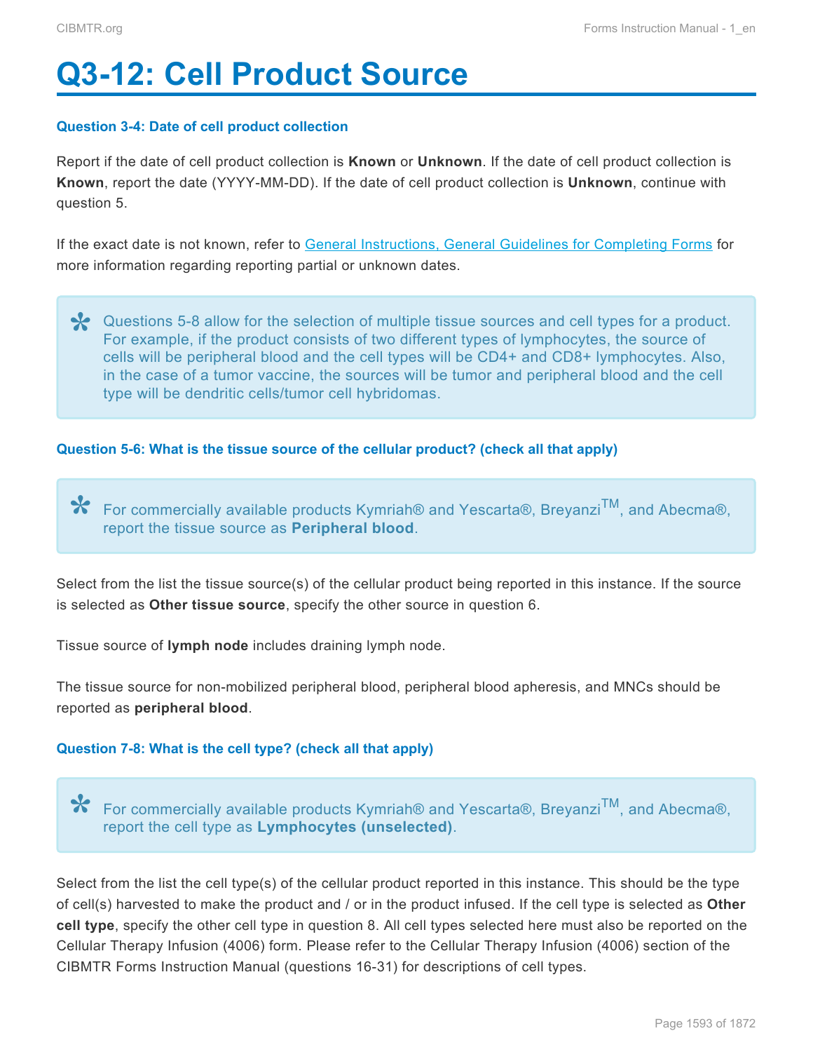# Q3-12: Cell Product Source

### Question 3-4: Date of cell product collection

Report if the date of cell product collection is **Known** or **Unknown**. If the date of cell product collection is **Known**, report the date (YYYY-MM-DD). If the date of cell product collection is **Unknown**, continue with question 5.

If the exact date is not known, refer to [General Instructions, General Guidelines for Completing Forms]() for more information regarding reporting partial or unknown dates.

> Questions 5-8 allow for the selection of multiple tissue sources and cell types for a product. For example, if the product consists of two different types of lymphocytes, the source of cells will be peripheral blood and the cell types will be CD4+ and CD8+ lymphocytes. Also, in the case of a tumor vaccine, the sources will be tumor and peripheral blood and the cell type will be dendritic cells/tumor cell hybridomas.

### Question 5-6: What is the tissue source of the cellular product? (check all that apply)

> For commercially available products Kymriah® and Yescarta®, Breyanzi™, and Abecma®, report the tissue source as **Peripheral blood**.

Select from the list the tissue source(s) of the cellular product being reported in this instance. If the source is selected as **Other tissue source**, specify the other source in question 6.

Tissue source of **lymph node** includes draining lymph node.

The tissue source for non-mobilized peripheral blood, peripheral blood apheresis, and MNCs should be reported as **peripheral blood**.

### Question 7-8: What is the cell type? (check all that apply)

> For commercially available products Kymriah® and Yescarta®, Breyanzi™, and Abecma®, report the cell type as **Lymphocytes (unselected)**.

Select from the list the cell type(s) of the cellular product reported in this instance. This should be the type of cell(s) harvested to make the product and / or in the product infused. If the cell type is selected as **Other cell type**, specify the other cell type in question 8. All cell types selected here must also be reported on the Cellular Therapy Infusion (4006) form. Please refer to the Cellular Therapy Infusion (4006) section of the CIBMTR Forms Instruction Manual (questions 16-31) for descriptions of cell types.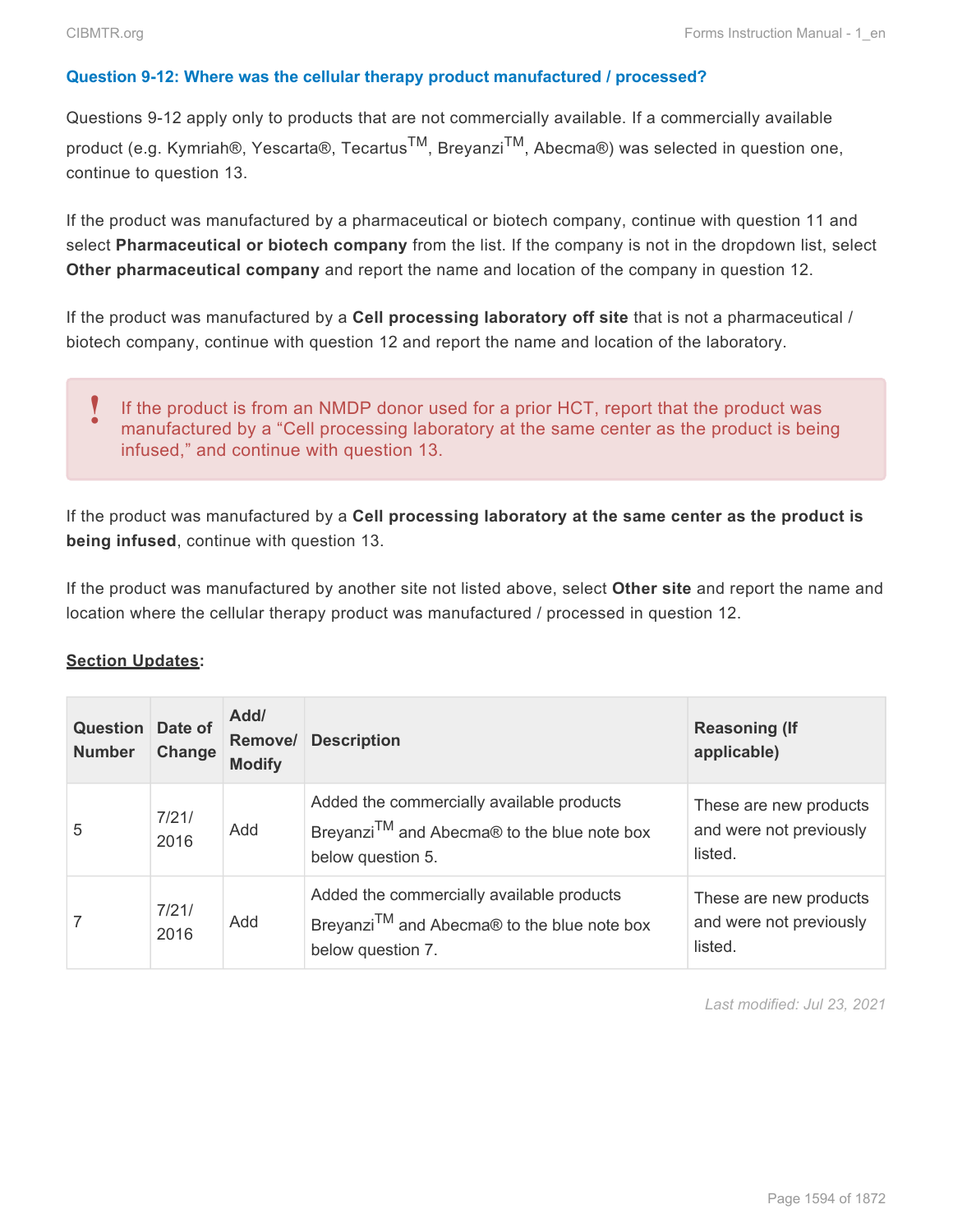### Question 9-12: Where was the cellular therapy product manufactured / processed?

Questions 9-12 apply only to products that are not commercially available. If a commercially available product (e.g. Kymriah®, Yescarta®, Tecartus™, Breyanzi™, Abecma®) was selected in question one, continue to question 13.

If the product was manufactured by a pharmaceutical or biotech company, continue with question 11 and select **Pharmaceutical or biotech company** from the list. If the company is not in the dropdown list, select **Other pharmaceutical company** and report the name and location of the company in question 12.

If the product was manufactured by a **Cell processing laboratory off site** that is not a pharmaceutical / biotech company, continue with question 12 and report the name and location of the laboratory.

> ! If the product is from an NMDP donor used for a prior HCT, report that the product was manufactured by a "Cell processing laboratory at the same center as the product is being infused," and continue with question 13.

If the product was manufactured by a **Cell processing laboratory at the same center as the product is being infused**, continue with question 13.

If the product was manufactured by another site not listed above, select **Other site** and report the name and location where the cellular therapy product was manufactured / processed in question 12.

**Section Updates:**

| Question Number | Date of Change | Add/ Remove/ Modify | Description | Reasoning (If applicable) |
|---|---|---|---|---|
| 5 | 7/21/2016 | Add | Added the commercially available products Breyanzi™ and Abecma® to the blue note box below question 5. | These are new products and were not previously listed. |
| 7 | 7/21/2016 | Add | Added the commercially available products Breyanzi™ and Abecma® to the blue note box below question 7. | These are new products and were not previously listed. |

*Last modified: Jul 23, 2021*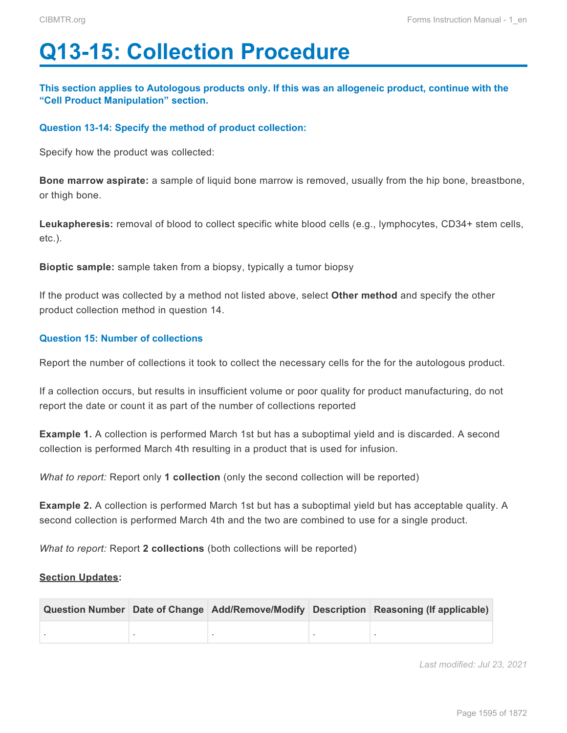# Q13-15: Collection Procedure

**This section applies to Autologous products only. If this was an allogeneic product, continue with the "Cell Product Manipulation" section.**

### Question 13-14: Specify the method of product collection:

Specify how the product was collected:

**Bone marrow aspirate:** a sample of liquid bone marrow is removed, usually from the hip bone, breastbone, or thigh bone.

**Leukapheresis:** removal of blood to collect specific white blood cells (e.g., lymphocytes, CD34+ stem cells, etc.).

**Bioptic sample:** sample taken from a biopsy, typically a tumor biopsy

If the product was collected by a method not listed above, select **Other method** and specify the other product collection method in question 14.

### Question 15: Number of collections

Report the number of collections it took to collect the necessary cells for the for the autologous product.

If a collection occurs, but results in insufficient volume or poor quality for product manufacturing, do not report the date or count it as part of the number of collections reported

**Example 1.** A collection is performed March 1st but has a suboptimal yield and is discarded. A second collection is performed March 4th resulting in a product that is used for infusion.

*What to report:* Report only **1 collection** (only the second collection will be reported)

**Example 2.** A collection is performed March 1st but has a suboptimal yield but has acceptable quality. A second collection is performed March 4th and the two are combined to use for a single product.

*What to report:* Report **2 collections** (both collections will be reported)

**Section Updates**:

| Question Number | Date of Change | Add/Remove/Modify | Description | Reasoning (If applicable) |
|---|---|---|---|---|
| . | . | . | . | . |

*Last modified: Jul 23, 2021*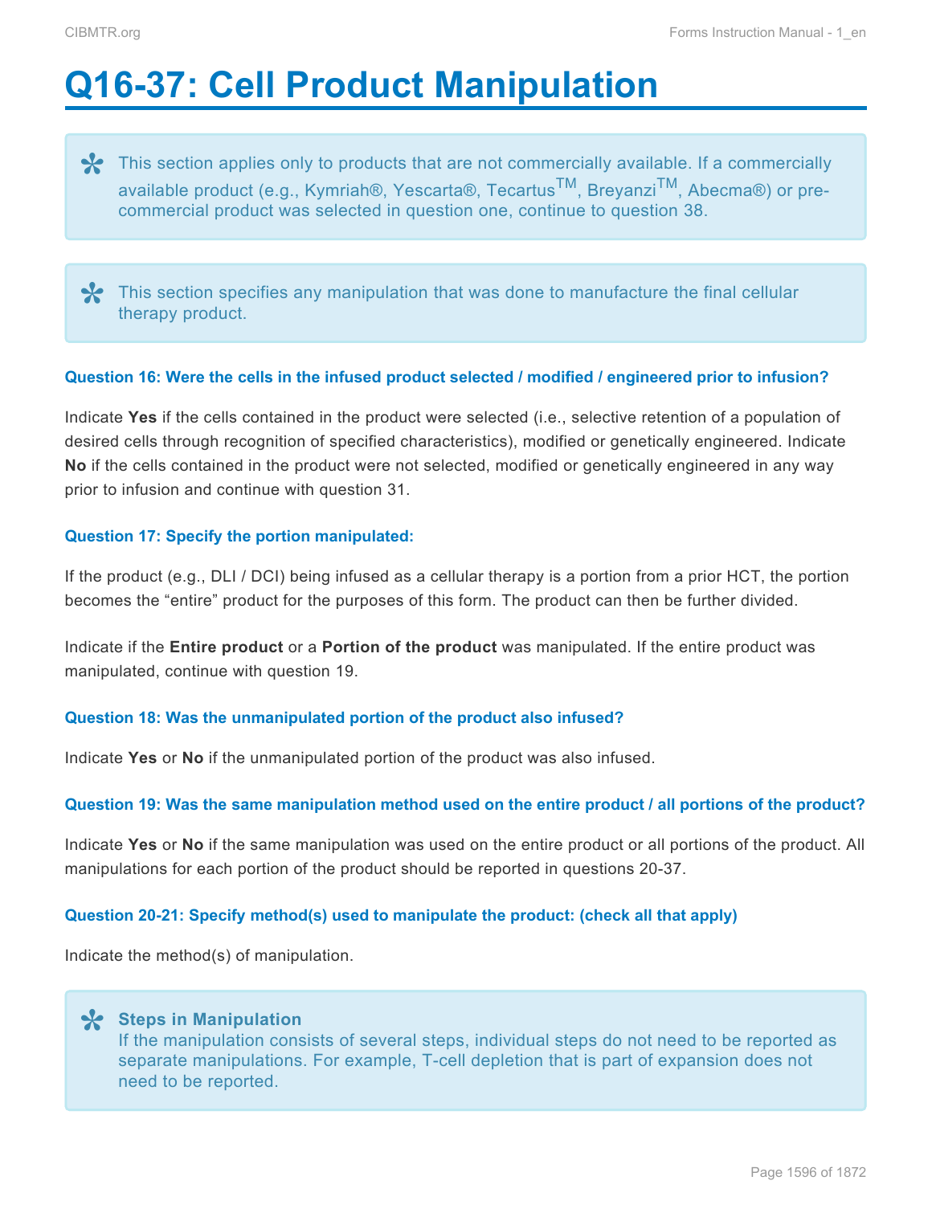# Q16-37: Cell Product Manipulation

> This section applies only to products that are not commercially available. If a commercially available product (e.g., Kymriah®, Yescarta®, Tecartus™, Breyanzi™, Abecma®) or pre-commercial product was selected in question one, continue to question 38.

> This section specifies any manipulation that was done to manufacture the final cellular therapy product.

#### Question 16: Were the cells in the infused product selected / modified / engineered prior to infusion?

Indicate **Yes** if the cells contained in the product were selected (i.e., selective retention of a population of desired cells through recognition of specified characteristics), modified or genetically engineered. Indicate **No** if the cells contained in the product were not selected, modified or genetically engineered in any way prior to infusion and continue with question 31.

#### Question 17: Specify the portion manipulated:

If the product (e.g., DLI / DCI) being infused as a cellular therapy is a portion from a prior HCT, the portion becomes the "entire" product for the purposes of this form. The product can then be further divided.

Indicate if the **Entire product** or a **Portion of the product** was manipulated. If the entire product was manipulated, continue with question 19.

#### Question 18: Was the unmanipulated portion of the product also infused?

Indicate **Yes** or **No** if the unmanipulated portion of the product was also infused.

#### Question 19: Was the same manipulation method used on the entire product / all portions of the product?

Indicate **Yes** or **No** if the same manipulation was used on the entire product or all portions of the product. All manipulations for each portion of the product should be reported in questions 20-37.

#### Question 20-21: Specify method(s) used to manipulate the product: (check all that apply)

Indicate the method(s) of manipulation.

> **Steps in Manipulation**
> If the manipulation consists of several steps, individual steps do not need to be reported as separate manipulations. For example, T-cell depletion that is part of expansion does not need to be reported.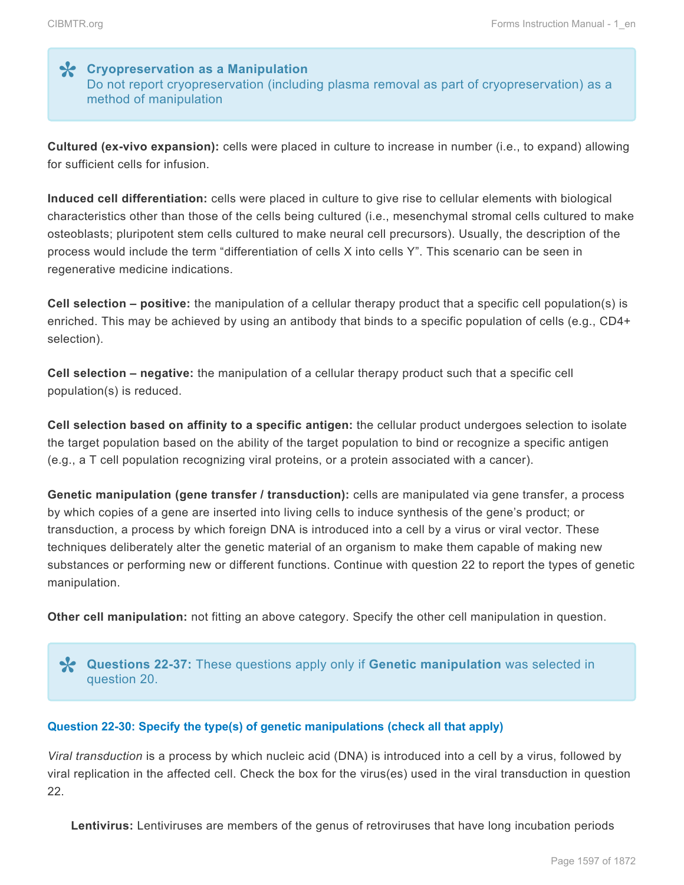> **Cryopreservation as a Manipulation**
> Do not report cryopreservation (including plasma removal as part of cryopreservation) as a method of manipulation

**Cultured (ex-vivo expansion):** cells were placed in culture to increase in number (i.e., to expand) allowing for sufficient cells for infusion.

**Induced cell differentiation:** cells were placed in culture to give rise to cellular elements with biological characteristics other than those of the cells being cultured (i.e., mesenchymal stromal cells cultured to make osteoblasts; pluripotent stem cells cultured to make neural cell precursors). Usually, the description of the process would include the term "differentiation of cells X into cells Y". This scenario can be seen in regenerative medicine indications.

**Cell selection – positive:** the manipulation of a cellular therapy product that a specific cell population(s) is enriched. This may be achieved by using an antibody that binds to a specific population of cells (e.g., CD4+ selection).

**Cell selection – negative:** the manipulation of a cellular therapy product such that a specific cell population(s) is reduced.

**Cell selection based on affinity to a specific antigen:** the cellular product undergoes selection to isolate the target population based on the ability of the target population to bind or recognize a specific antigen (e.g., a T cell population recognizing viral proteins, or a protein associated with a cancer).

**Genetic manipulation (gene transfer / transduction):** cells are manipulated via gene transfer, a process by which copies of a gene are inserted into living cells to induce synthesis of the gene's product; or transduction, a process by which foreign DNA is introduced into a cell by a virus or viral vector. These techniques deliberately alter the genetic material of an organism to make them capable of making new substances or performing new or different functions. Continue with question 22 to report the types of genetic manipulation.

**Other cell manipulation:** not fitting an above category. Specify the other cell manipulation in question.

> **Questions 22-37:** These questions apply only if **Genetic manipulation** was selected in question 20.

#### Question 22-30: Specify the type(s) of genetic manipulations (check all that apply)

*Viral transduction* is a process by which nucleic acid (DNA) is introduced into a cell by a virus, followed by viral replication in the affected cell. Check the box for the virus(es) used in the viral transduction in question 22.

**Lentivirus:** Lentiviruses are members of the genus of retroviruses that have long incubation periods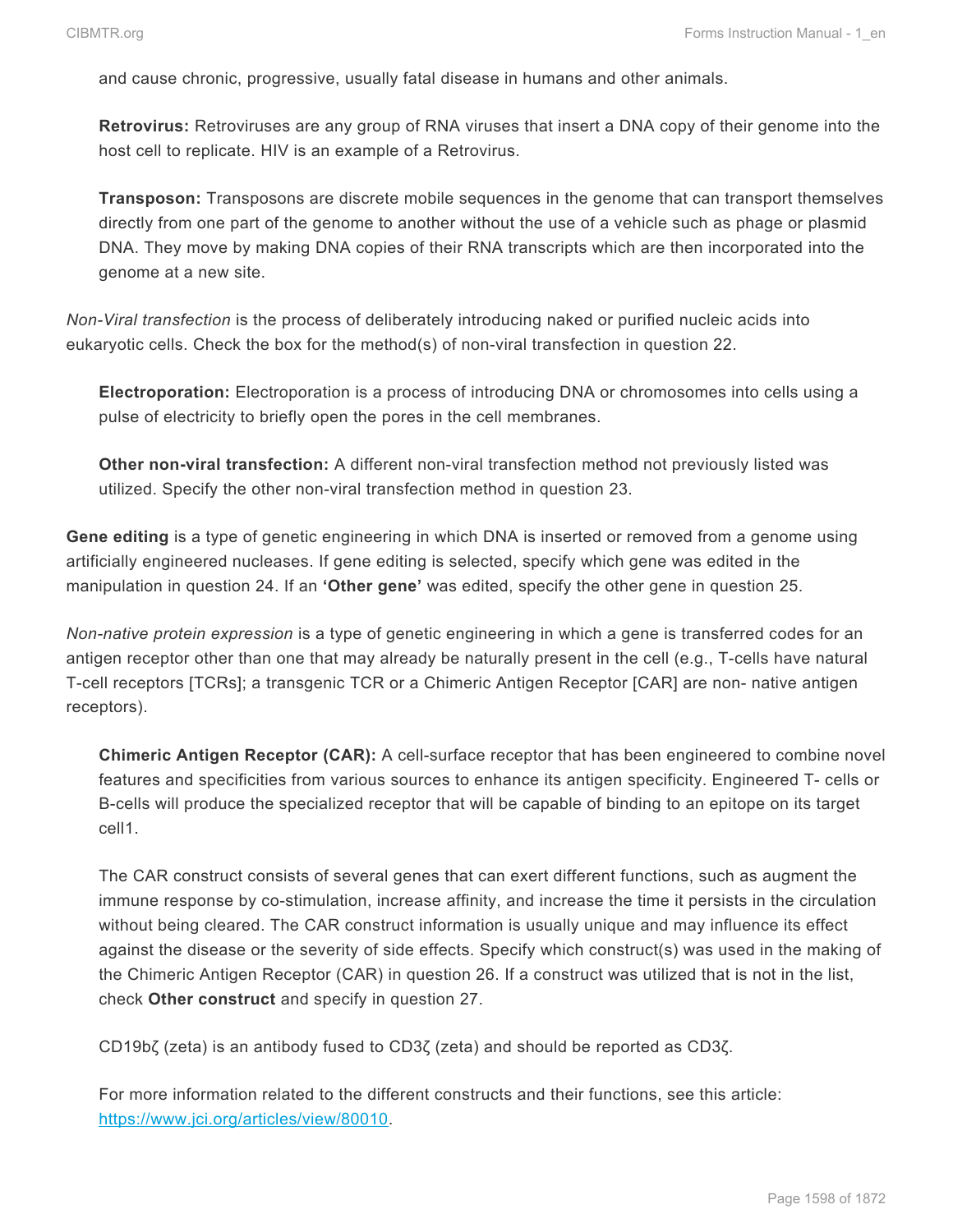and cause chronic, progressive, usually fatal disease in humans and other animals.

**Retrovirus:** Retroviruses are any group of RNA viruses that insert a DNA copy of their genome into the host cell to replicate. HIV is an example of a Retrovirus.

**Transposon:** Transposons are discrete mobile sequences in the genome that can transport themselves directly from one part of the genome to another without the use of a vehicle such as phage or plasmid DNA. They move by making DNA copies of their RNA transcripts which are then incorporated into the genome at a new site.

*Non-Viral transfection* is the process of deliberately introducing naked or purified nucleic acids into eukaryotic cells. Check the box for the method(s) of non-viral transfection in question 22.

**Electroporation:** Electroporation is a process of introducing DNA or chromosomes into cells using a pulse of electricity to briefly open the pores in the cell membranes.

**Other non-viral transfection:** A different non-viral transfection method not previously listed was utilized. Specify the other non-viral transfection method in question 23.

**Gene editing** is a type of genetic engineering in which DNA is inserted or removed from a genome using artificially engineered nucleases. If gene editing is selected, specify which gene was edited in the manipulation in question 24. If an **'Other gene'** was edited, specify the other gene in question 25.

*Non-native protein expression* is a type of genetic engineering in which a gene is transferred codes for an antigen receptor other than one that may already be naturally present in the cell (e.g., T-cells have natural T-cell receptors [TCRs]; a transgenic TCR or a Chimeric Antigen Receptor [CAR] are non- native antigen receptors).

**Chimeric Antigen Receptor (CAR):** A cell-surface receptor that has been engineered to combine novel features and specificities from various sources to enhance its antigen specificity. Engineered T- cells or B-cells will produce the specialized receptor that will be capable of binding to an epitope on its target cell1.

The CAR construct consists of several genes that can exert different functions, such as augment the immune response by co-stimulation, increase affinity, and increase the time it persists in the circulation without being cleared. The CAR construct information is usually unique and may influence its effect against the disease or the severity of side effects. Specify which construct(s) was used in the making of the Chimeric Antigen Receptor (CAR) in question 26. If a construct was utilized that is not in the list, check **Other construct** and specify in question 27.

CD19bζ (zeta) is an antibody fused to CD3ζ (zeta) and should be reported as CD3ζ.

For more information related to the different constructs and their functions, see this article: [https://www.jci.org/articles/view/80010](https://www.jci.org/articles/view/80010).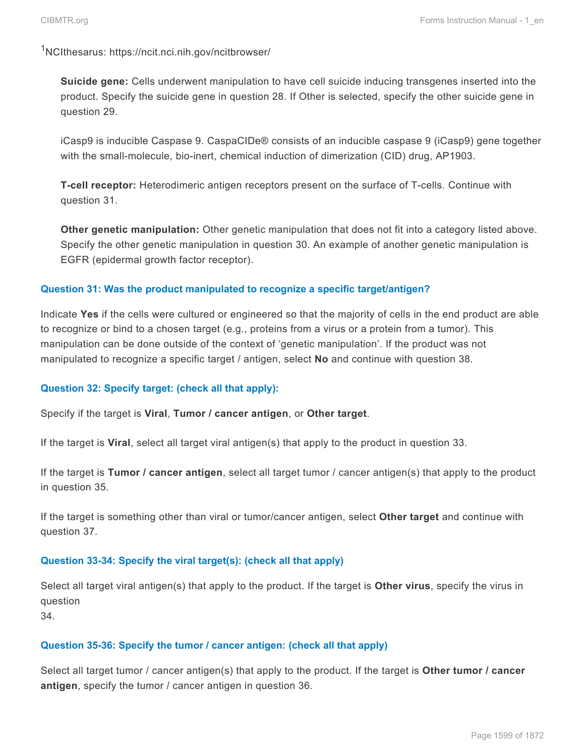[1]NCIthesarus: https://ncit.nci.nih.gov/ncitbrowser/

**Suicide gene:** Cells underwent manipulation to have cell suicide inducing transgenes inserted into the product. Specify the suicide gene in question 28. If Other is selected, specify the other suicide gene in question 29.

iCasp9 is inducible Caspase 9. CaspaCIDe® consists of an inducible caspase 9 (iCasp9) gene together with the small-molecule, bio-inert, chemical induction of dimerization (CID) drug, AP1903.

**T-cell receptor:** Heterodimeric antigen receptors present on the surface of T-cells. Continue with question 31.

**Other genetic manipulation:** Other genetic manipulation that does not fit into a category listed above. Specify the other genetic manipulation in question 30. An example of another genetic manipulation is EGFR (epidermal growth factor receptor).

### Question 31: Was the product manipulated to recognize a specific target/antigen?

Indicate **Yes** if the cells were cultured or engineered so that the majority of cells in the end product are able to recognize or bind to a chosen target (e.g., proteins from a virus or a protein from a tumor). This manipulation can be done outside of the context of 'genetic manipulation'. If the product was not manipulated to recognize a specific target / antigen, select **No** and continue with question 38.

### Question 32: Specify target: (check all that apply):

Specify if the target is **Viral**, **Tumor / cancer antigen**, or **Other target**.

If the target is **Viral**, select all target viral antigen(s) that apply to the product in question 33.

If the target is **Tumor / cancer antigen**, select all target tumor / cancer antigen(s) that apply to the product in question 35.

If the target is something other than viral or tumor/cancer antigen, select **Other target** and continue with question 37.

### Question 33-34: Specify the viral target(s): (check all that apply)

Select all target viral antigen(s) that apply to the product. If the target is **Other virus**, specify the virus in question 34.

### Question 35-36: Specify the tumor / cancer antigen: (check all that apply)

Select all target tumor / cancer antigen(s) that apply to the product. If the target is **Other tumor / cancer antigen**, specify the tumor / cancer antigen in question 36.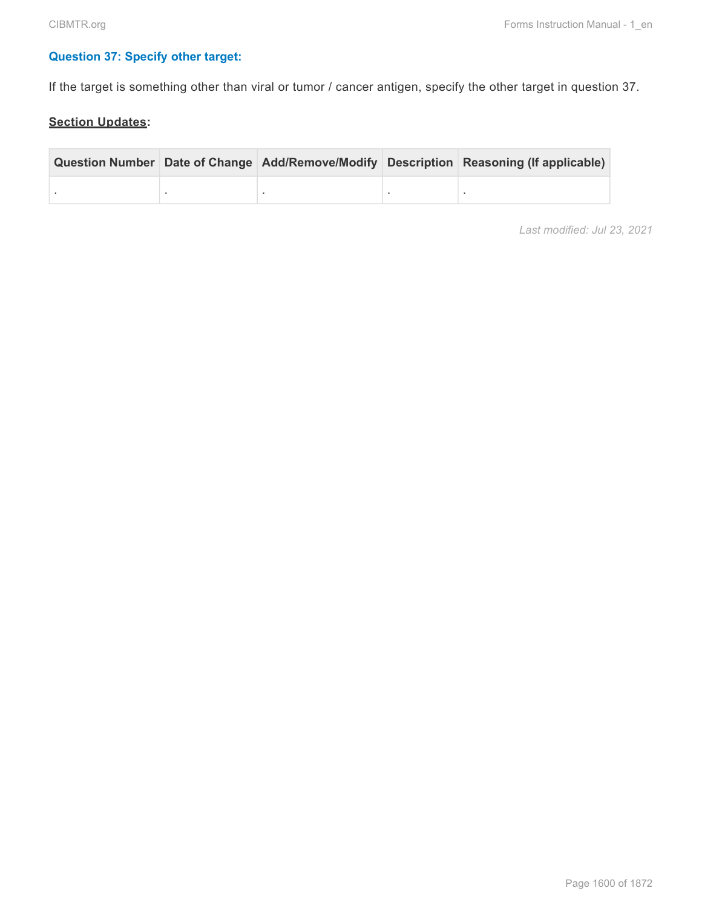### Question 37: Specify other target:

If the target is something other than viral or tumor / cancer antigen, specify the other target in question 37.

**Section Updates:**

| Question Number | Date of Change | Add/Remove/Modify | Description | Reasoning (If applicable) |
|---|---|---|---|---|
| . | . | . | . | . |

*Last modified: Jul 23, 2021*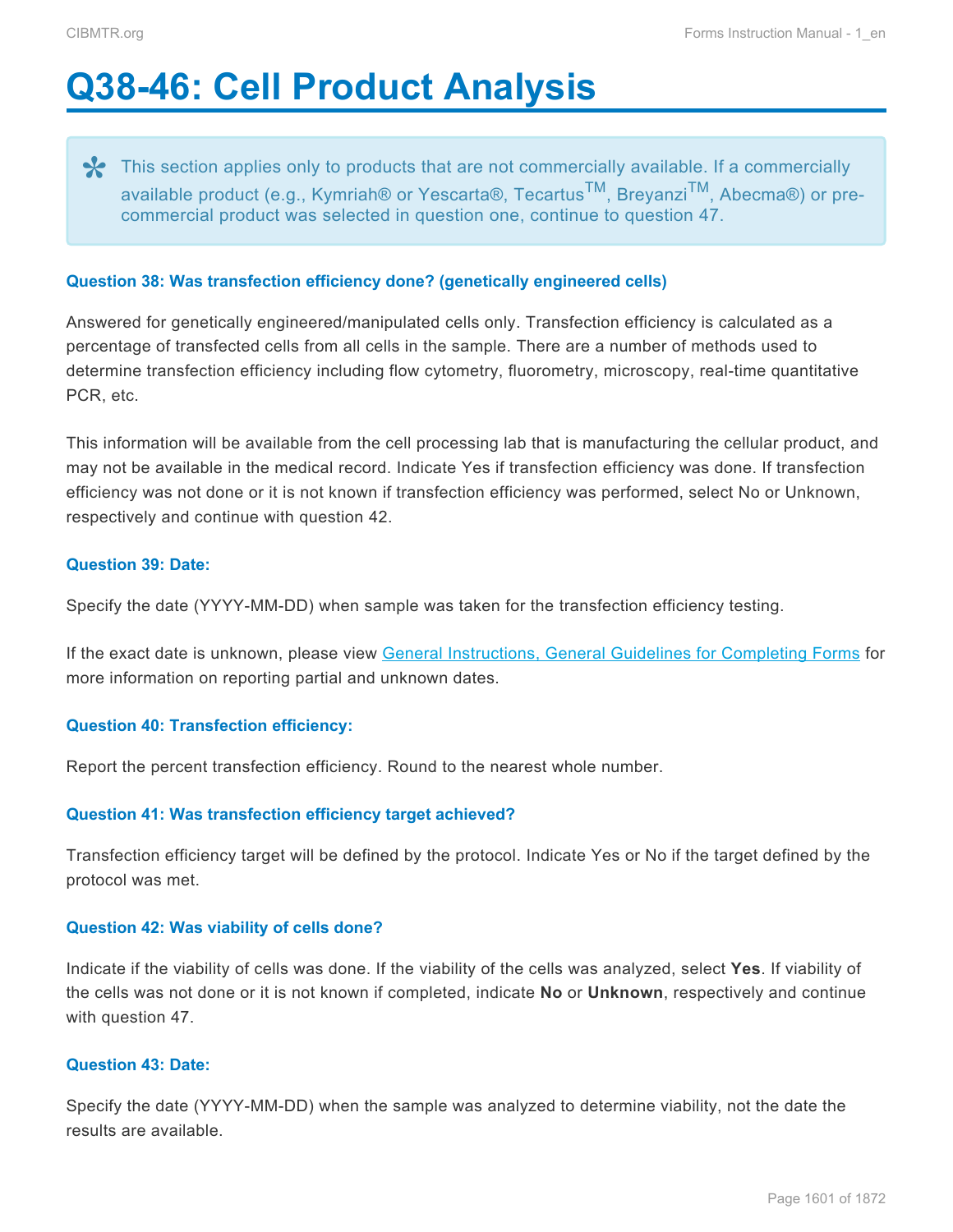# Q38-46: Cell Product Analysis

> This section applies only to products that are not commercially available. If a commercially available product (e.g., Kymriah® or Yescarta®, Tecartus™, Breyanzi™, Abecma®) or pre-commercial product was selected in question one, continue to question 47.

#### Question 38: Was transfection efficiency done? (genetically engineered cells)

Answered for genetically engineered/manipulated cells only. Transfection efficiency is calculated as a percentage of transfected cells from all cells in the sample. There are a number of methods used to determine transfection efficiency including flow cytometry, fluorometry, microscopy, real-time quantitative PCR, etc.

This information will be available from the cell processing lab that is manufacturing the cellular product, and may not be available in the medical record. Indicate Yes if transfection efficiency was done. If transfection efficiency was not done or it is not known if transfection efficiency was performed, select No or Unknown, respectively and continue with question 42.

#### Question 39: Date:

Specify the date (YYYY-MM-DD) when sample was taken for the transfection efficiency testing.

If the exact date is unknown, please view General Instructions, General Guidelines for Completing Forms for more information on reporting partial and unknown dates.

#### Question 40: Transfection efficiency:

Report the percent transfection efficiency. Round to the nearest whole number.

#### Question 41: Was transfection efficiency target achieved?

Transfection efficiency target will be defined by the protocol. Indicate Yes or No if the target defined by the protocol was met.

#### Question 42: Was viability of cells done?

Indicate if the viability of cells was done. If the viability of the cells was analyzed, select **Yes**. If viability of the cells was not done or it is not known if completed, indicate **No** or **Unknown**, respectively and continue with question 47.

#### Question 43: Date:

Specify the date (YYYY-MM-DD) when the sample was analyzed to determine viability, not the date the results are available.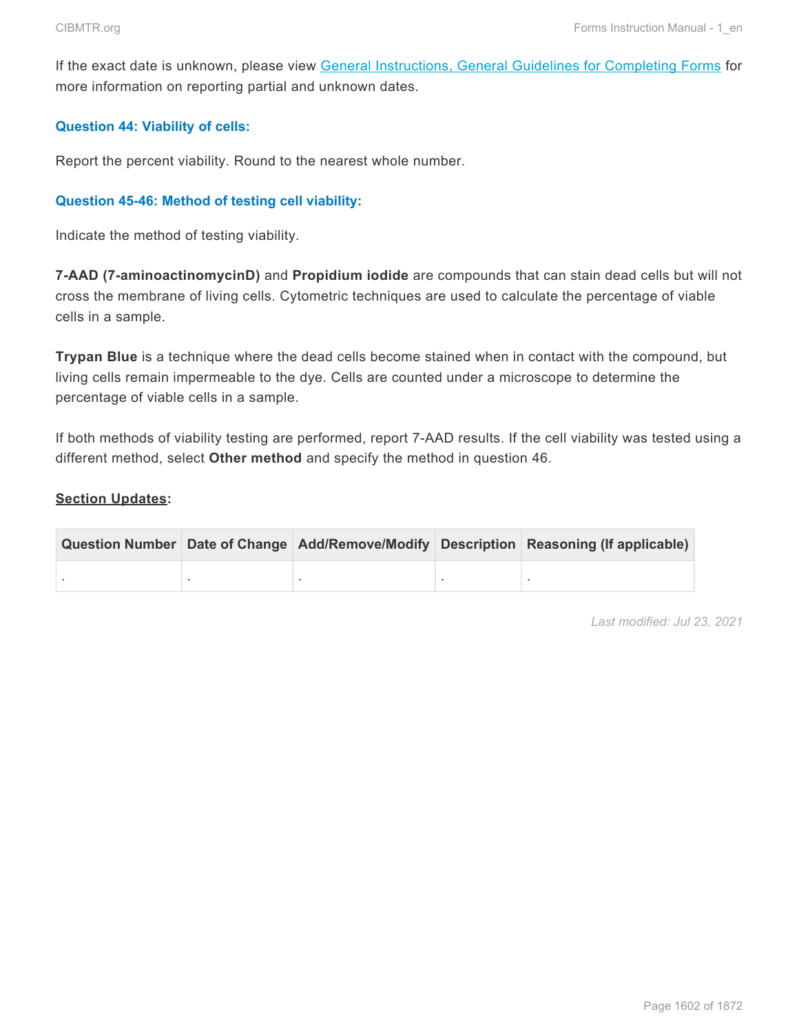If the exact date is unknown, please view [General Instructions, General Guidelines for Completing Forms](#) for more information on reporting partial and unknown dates.

### Question 44: Viability of cells:

Report the percent viability. Round to the nearest whole number.

### Question 45-46: Method of testing cell viability:

Indicate the method of testing viability.

**7-AAD (7-aminoactinomycinD)** and **Propidium iodide** are compounds that can stain dead cells but will not cross the membrane of living cells. Cytometric techniques are used to calculate the percentage of viable cells in a sample.

**Trypan Blue** is a technique where the dead cells become stained when in contact with the compound, but living cells remain impermeable to the dye. Cells are counted under a microscope to determine the percentage of viable cells in a sample.

If both methods of viability testing are performed, report 7-AAD results. If the cell viability was tested using a different method, select **Other method** and specify the method in question 46.

**Section Updates:**

| Question Number | Date of Change | Add/Remove/Modify | Description | Reasoning (If applicable) |
|---|---|---|---|---|
| . | . | . | . | . |

*Last modified: Jul 23, 2021*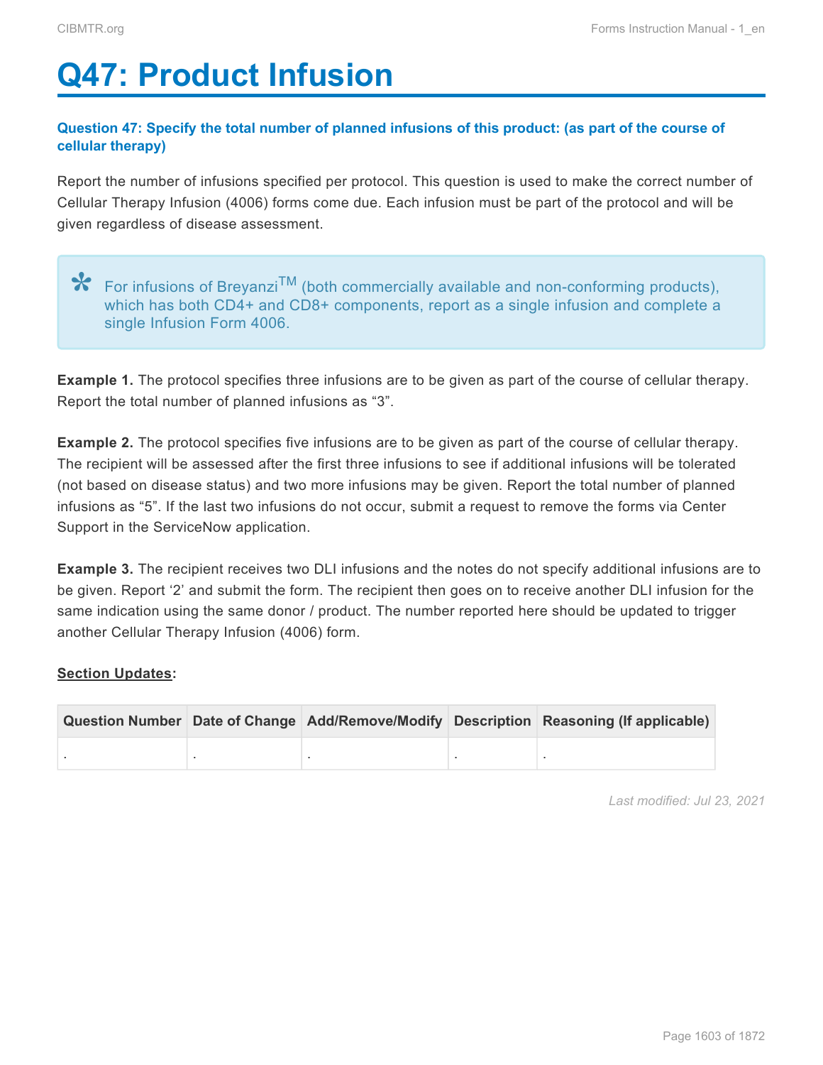# Q47: Product Infusion

**Question 47: Specify the total number of planned infusions of this product: (as part of the course of cellular therapy)**

Report the number of infusions specified per protocol. This question is used to make the correct number of Cellular Therapy Infusion (4006) forms come due. Each infusion must be part of the protocol and will be given regardless of disease assessment.

> For infusions of Breyanzi$^{TM}$ (both commercially available and non-conforming products), which has both CD4+ and CD8+ components, report as a single infusion and complete a single Infusion Form 4006.

**Example 1.** The protocol specifies three infusions are to be given as part of the course of cellular therapy. Report the total number of planned infusions as "3".

**Example 2.** The protocol specifies five infusions are to be given as part of the course of cellular therapy. The recipient will be assessed after the first three infusions to see if additional infusions will be tolerated (not based on disease status) and two more infusions may be given. Report the total number of planned infusions as "5". If the last two infusions do not occur, submit a request to remove the forms via Center Support in the ServiceNow application.

**Example 3.** The recipient receives two DLI infusions and the notes do not specify additional infusions are to be given. Report '2' and submit the form. The recipient then goes on to receive another DLI infusion for the same indication using the same donor / product. The number reported here should be updated to trigger another Cellular Therapy Infusion (4006) form.

**Section Updates:**

| Question Number | Date of Change | Add/Remove/Modify | Description | Reasoning (If applicable) |
|---|---|---|---|---|
| . | . | . | . | . |

*Last modified: Jul 23, 2021*